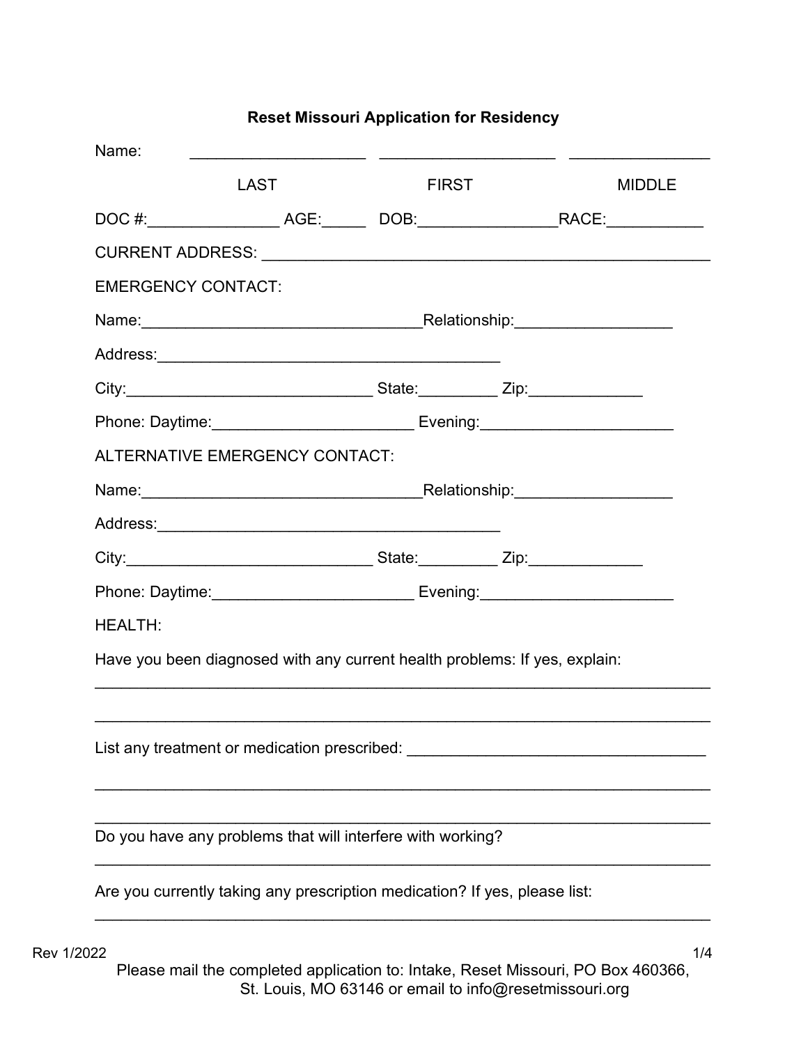# Reset Missouri Application for Residency

Name: ____________________ ____________________ ________________

LAST FIRST MIDDLE

DOC #:_______________ AGE:_____ DOB:________________RACE:___________

CURRENT ADDRESS: ____________________________________________________

EMERGENCY CONTACT:

Name:________________________________Relationship:__________________

Address:_______________________________________

City:____________________________ State:_________ Zip:_____________

Phone: Daytime:______________________ Evening:______________________

ALTERNATIVE EMERGENCY CONTACT:

Name:________________________________Relationship:__________________

Address:_______________________________________

City:____________________________ State:_________ Zip:_____________

Phone: Daytime:______________________ Evening:______________________

HEALTH:

Have you been diagnosed with any current health problems: If yes, explain:

________________________________________________________________________

________________________________________________________________________

List any treatment or medication prescribed: ___________________________________

________________________________________________________________________

________________________________________________________________________

Do you have any problems that will interfere with working?

________________________________________________________________________

Are you currently taking any prescription medication? If yes, please list:

________________________________________________________________________

Rev 1/2022

Please mail the completed application to: Intake, Reset Missouri, PO Box 460366, St. Louis, MO 63146 or email to info@resetmissouri.org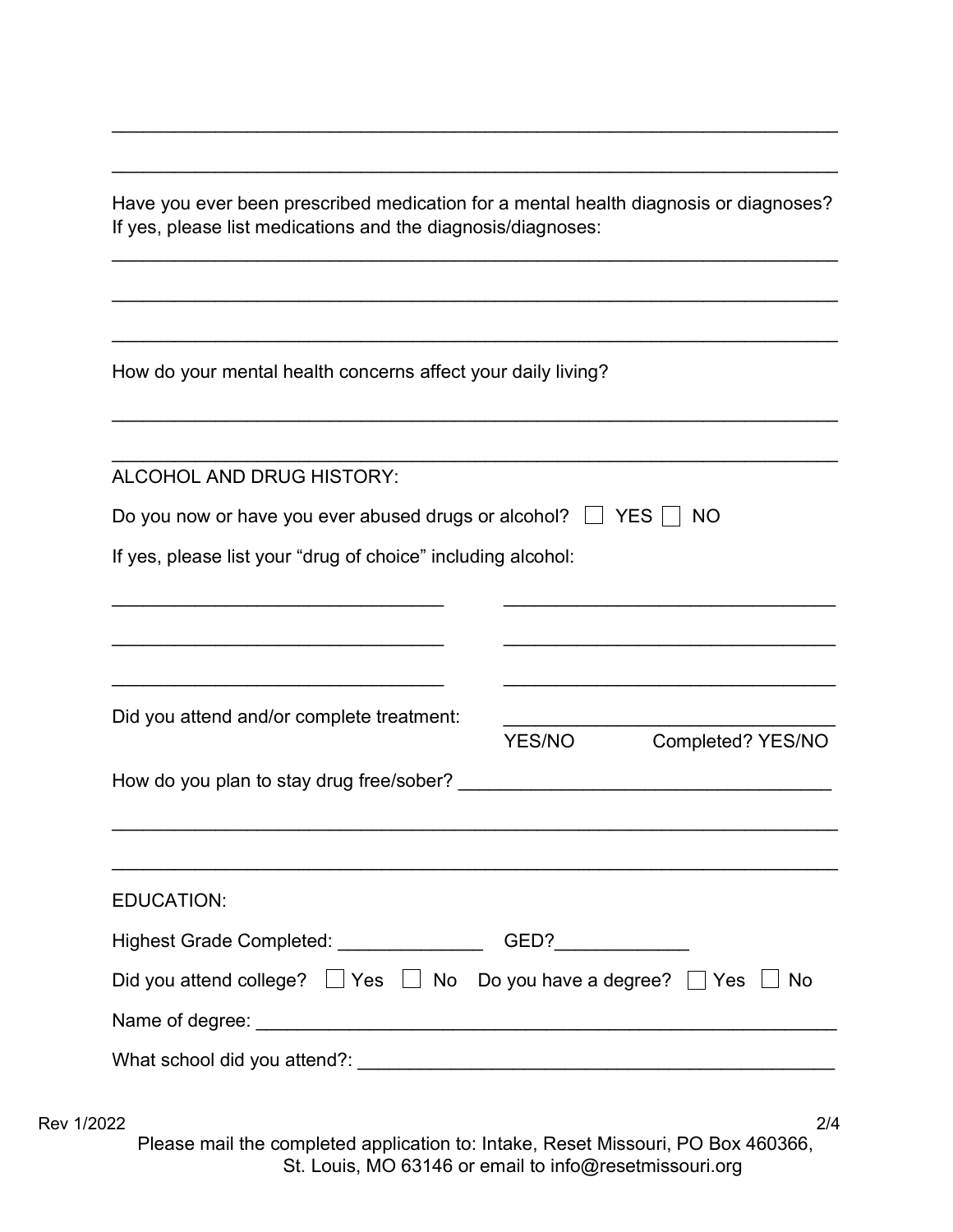\_\_\_\_\_\_\_\_\_\_\_\_\_\_\_\_\_\_\_\_\_\_\_\_\_\_\_\_\_\_\_\_\_\_\_\_\_\_\_\_\_\_\_\_\_\_\_\_\_\_\_\_\_\_\_\_\_\_\_\_\_\_\_\_\_\_\_\_\_\_\_\_

\_\_\_\_\_\_\_\_\_\_\_\_\_\_\_\_\_\_\_\_\_\_\_\_\_\_\_\_\_\_\_\_\_\_\_\_\_\_\_\_\_\_\_\_\_\_\_\_\_\_\_\_\_\_\_\_\_\_\_\_\_\_\_\_\_\_\_\_\_\_\_\_

Have you ever been prescribed medication for a mental health diagnosis or diagnoses? If yes, please list medications and the diagnosis/diagnoses:

\_\_\_\_\_\_\_\_\_\_\_\_\_\_\_\_\_\_\_\_\_\_\_\_\_\_\_\_\_\_\_\_\_\_\_\_\_\_\_\_\_\_\_\_\_\_\_\_\_\_\_\_\_\_\_\_\_\_\_\_\_\_\_\_\_\_\_\_\_\_\_\_

\_\_\_\_\_\_\_\_\_\_\_\_\_\_\_\_\_\_\_\_\_\_\_\_\_\_\_\_\_\_\_\_\_\_\_\_\_\_\_\_\_\_\_\_\_\_\_\_\_\_\_\_\_\_\_\_\_\_\_\_\_\_\_\_\_\_\_\_\_\_\_\_

\_\_\_\_\_\_\_\_\_\_\_\_\_\_\_\_\_\_\_\_\_\_\_\_\_\_\_\_\_\_\_\_\_\_\_\_\_\_\_\_\_\_\_\_\_\_\_\_\_\_\_\_\_\_\_\_\_\_\_\_\_\_\_\_\_\_\_\_\_\_\_\_

How do your mental health concerns affect your daily living?

\_\_\_\_\_\_\_\_\_\_\_\_\_\_\_\_\_\_\_\_\_\_\_\_\_\_\_\_\_\_\_\_\_\_\_\_\_\_\_\_\_\_\_\_\_\_\_\_\_\_\_\_\_\_\_\_\_\_\_\_\_\_\_\_\_\_\_\_\_\_\_\_

\_\_\_\_\_\_\_\_\_\_\_\_\_\_\_\_\_\_\_\_\_\_\_\_\_\_\_\_\_\_\_\_\_\_\_\_\_\_\_\_\_\_\_\_\_\_\_\_\_\_\_\_\_\_\_\_\_\_\_\_\_\_\_\_\_\_\_\_\_\_\_\_

ALCOHOL AND DRUG HISTORY:

Do you now or have you ever abused drugs or alcohol? ☐ YES ☐ NO

If yes, please list your "drug of choice" including alcohol:

\_\_\_\_\_\_\_\_\_\_\_\_\_\_\_\_\_\_\_\_\_\_\_\_\_\_\_\_\_\_\_\_ \_\_\_\_\_\_\_\_\_\_\_\_\_\_\_\_\_\_\_\_\_\_\_\_\_\_\_\_\_\_\_\_

\_\_\_\_\_\_\_\_\_\_\_\_\_\_\_\_\_\_\_\_\_\_\_\_\_\_\_\_\_\_\_\_ \_\_\_\_\_\_\_\_\_\_\_\_\_\_\_\_\_\_\_\_\_\_\_\_\_\_\_\_\_\_\_\_

\_\_\_\_\_\_\_\_\_\_\_\_\_\_\_\_\_\_\_\_\_\_\_\_\_\_\_\_\_\_\_\_ \_\_\_\_\_\_\_\_\_\_\_\_\_\_\_\_\_\_\_\_\_\_\_\_\_\_\_\_\_\_\_\_

Did you attend and/or complete treatment: \_\_\_\_\_\_\_\_\_\_\_\_\_\_\_\_\_\_\_\_\_\_\_\_\_\_\_\_\_\_\_\_
YES/NO Completed? YES/NO

How do you plan to stay drug free/sober? \_\_\_\_\_\_\_\_\_\_\_\_\_\_\_\_\_\_\_\_\_\_\_\_\_\_\_\_\_\_\_\_\_\_\_\_

\_\_\_\_\_\_\_\_\_\_\_\_\_\_\_\_\_\_\_\_\_\_\_\_\_\_\_\_\_\_\_\_\_\_\_\_\_\_\_\_\_\_\_\_\_\_\_\_\_\_\_\_\_\_\_\_\_\_\_\_\_\_\_\_\_\_\_\_\_\_\_\_

\_\_\_\_\_\_\_\_\_\_\_\_\_\_\_\_\_\_\_\_\_\_\_\_\_\_\_\_\_\_\_\_\_\_\_\_\_\_\_\_\_\_\_\_\_\_\_\_\_\_\_\_\_\_\_\_\_\_\_\_\_\_\_\_\_\_\_\_\_\_\_\_

EDUCATION:

Highest Grade Completed: \_\_\_\_\_\_\_\_\_\_\_\_\_\_ GED?\_\_\_\_\_\_\_\_\_\_\_\_\_

Did you attend college? ☐ Yes ☐ No Do you have a degree? ☐ Yes ☐ No

Name of degree: \_\_\_\_\_\_\_\_\_\_\_\_\_\_\_\_\_\_\_\_\_\_\_\_\_\_\_\_\_\_\_\_\_\_\_\_\_\_\_\_\_\_\_\_\_\_\_\_\_\_\_\_\_\_\_\_

What school did you attend?: \_\_\_\_\_\_\_\_\_\_\_\_\_\_\_\_\_\_\_\_\_\_\_\_\_\_\_\_\_\_\_\_\_\_\_\_\_\_\_\_\_\_\_\_\_\_

Rev 1/2022

Please mail the completed application to: Intake, Reset Missouri, PO Box 460366, St. Louis, MO 63146 or email to info@resetmissouri.org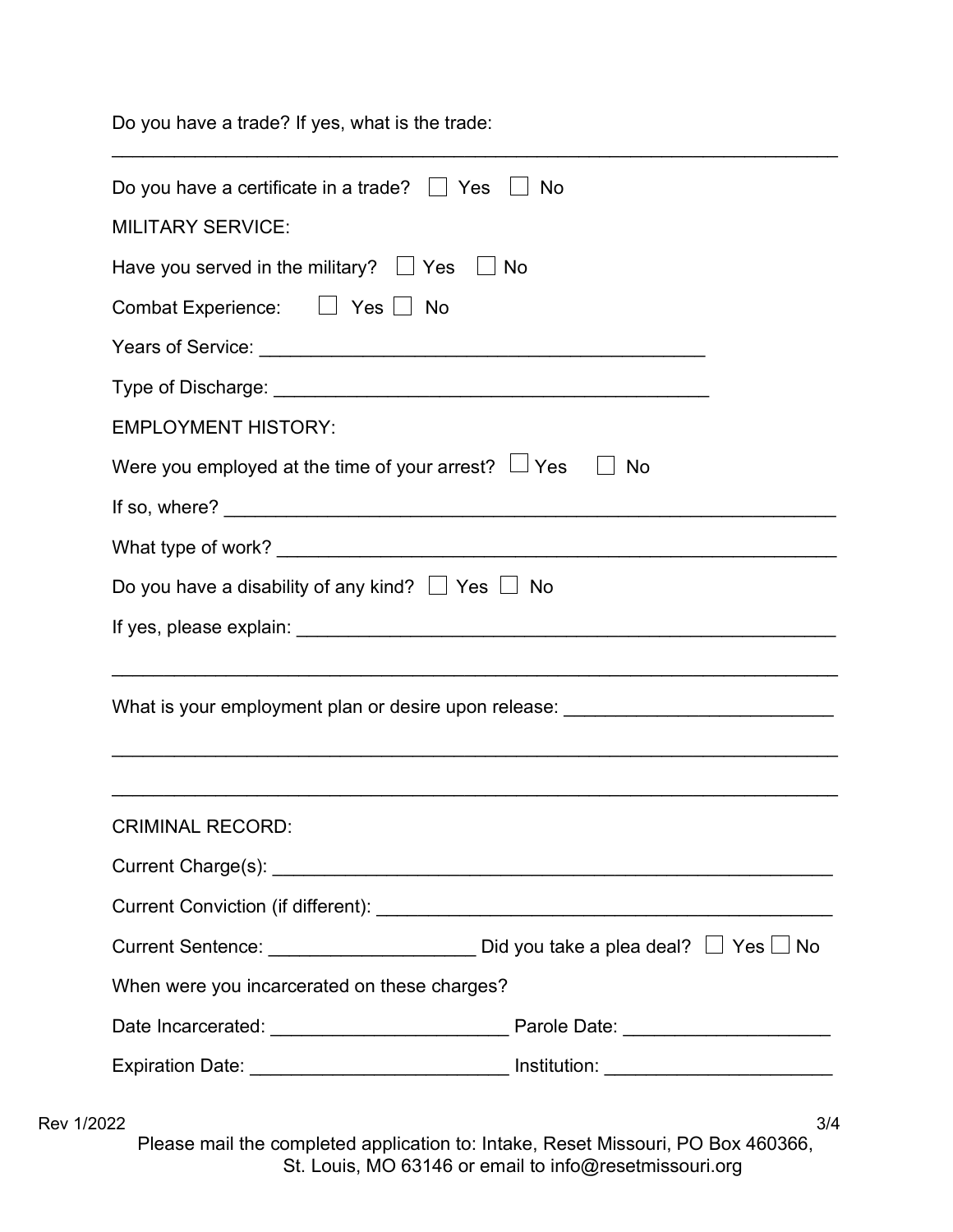Do you have a trade? If yes, what is the trade:

______________________________________________________________________

Do you have a certificate in a trade? ☐ Yes ☐ No

MILITARY SERVICE:

Have you served in the military? ☐ Yes ☐ No

Combat Experience: ☐ Yes ☐ No

Years of Service: ________________________________________

Type of Discharge: ________________________________________

EMPLOYMENT HISTORY:

Were you employed at the time of your arrest? ☐ Yes ☐ No

If so, where? ________________________________________________________

What type of work? ___________________________________________________

Do you have a disability of any kind? ☐ Yes ☐ No

If yes, please explain: ________________________________________________

______________________________________________________________________

What is your employment plan or desire upon release: _________________________

______________________________________________________________________

______________________________________________________________________

CRIMINAL RECORD:

Current Charge(s): ____________________________________________________

Current Conviction (if different): _________________________________________

Current Sentence: ___________________ Did you take a plea deal? ☐ Yes ☐ No

When were you incarcerated on these charges?

Date Incarcerated: ______________________ Parole Date: ___________________

Expiration Date: _______________________ Institution: _____________________

Rev 1/2022

Please mail the completed application to: Intake, Reset Missouri, PO Box 460366, St. Louis, MO 63146 or email to info@resetmissouri.org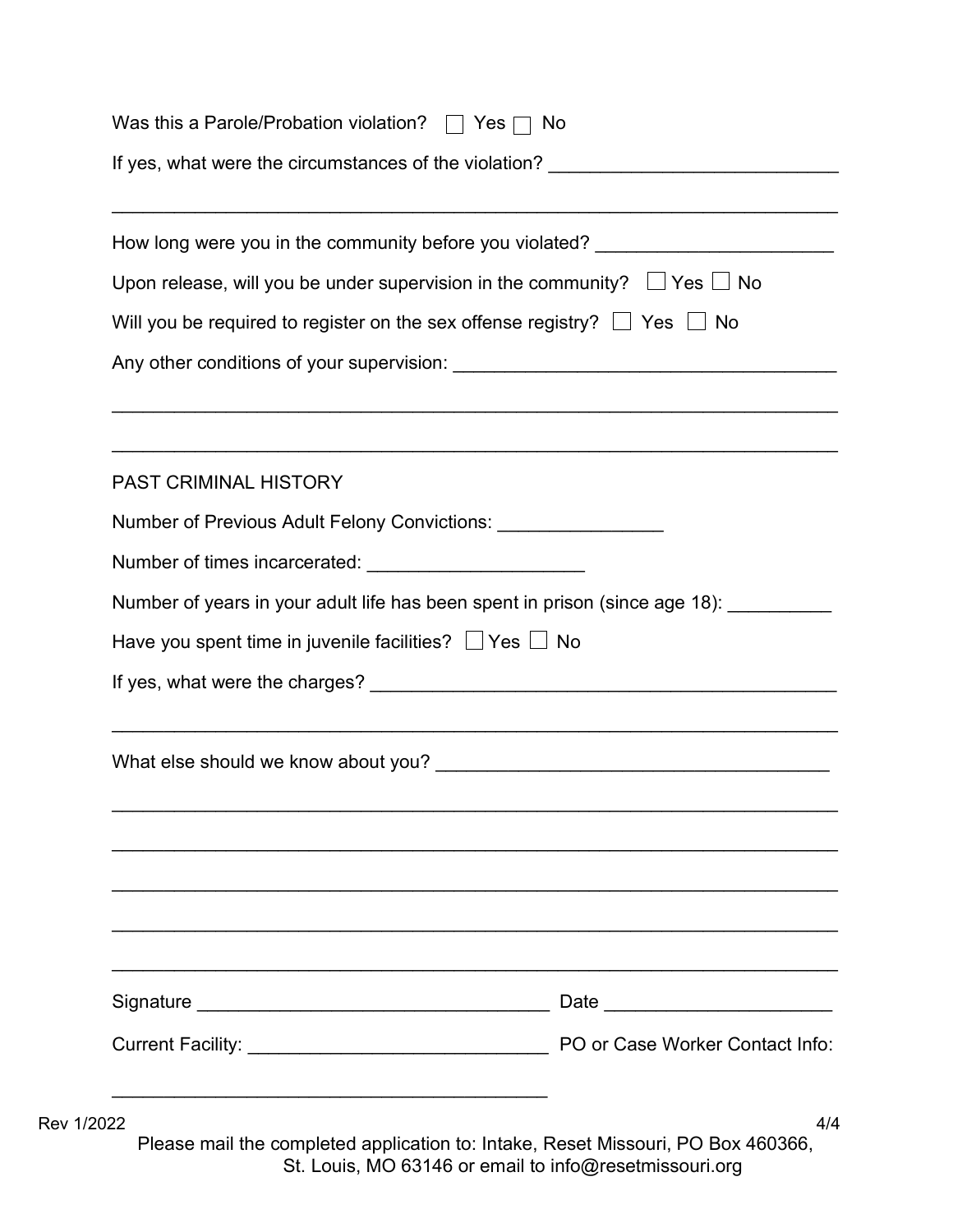Was this a Parole/Probation violation? ☐ Yes ☐ No

If yes, what were the circumstances of the violation? ___________________________

______________________________________________________________________

How long were you in the community before you violated? ______________________

Upon release, will you be under supervision in the community? ☐ Yes ☐ No

Will you be required to register on the sex offense registry? ☐ Yes ☐ No

Any other conditions of your supervision: ____________________________________

______________________________________________________________________

______________________________________________________________________

PAST CRIMINAL HISTORY

Number of Previous Adult Felony Convictions: ________________

Number of times incarcerated: _____________________

Number of years in your adult life has been spent in prison (since age 18): __________

Have you spent time in juvenile facilities? ☐ Yes ☐ No

If yes, what were the charges? _____________________________________________

______________________________________________________________________

What else should we know about you? ______________________________________

______________________________________________________________________

______________________________________________________________________

______________________________________________________________________

______________________________________________________________________

______________________________________________________________________

Signature __________________________________ Date ______________________

Current Facility: _____________________________ PO or Case Worker Contact Info:

__________________________________________

Rev 1/2022

Please mail the completed application to: Intake, Reset Missouri, PO Box 460366, St. Louis, MO 63146 or email to info@resetmissouri.org